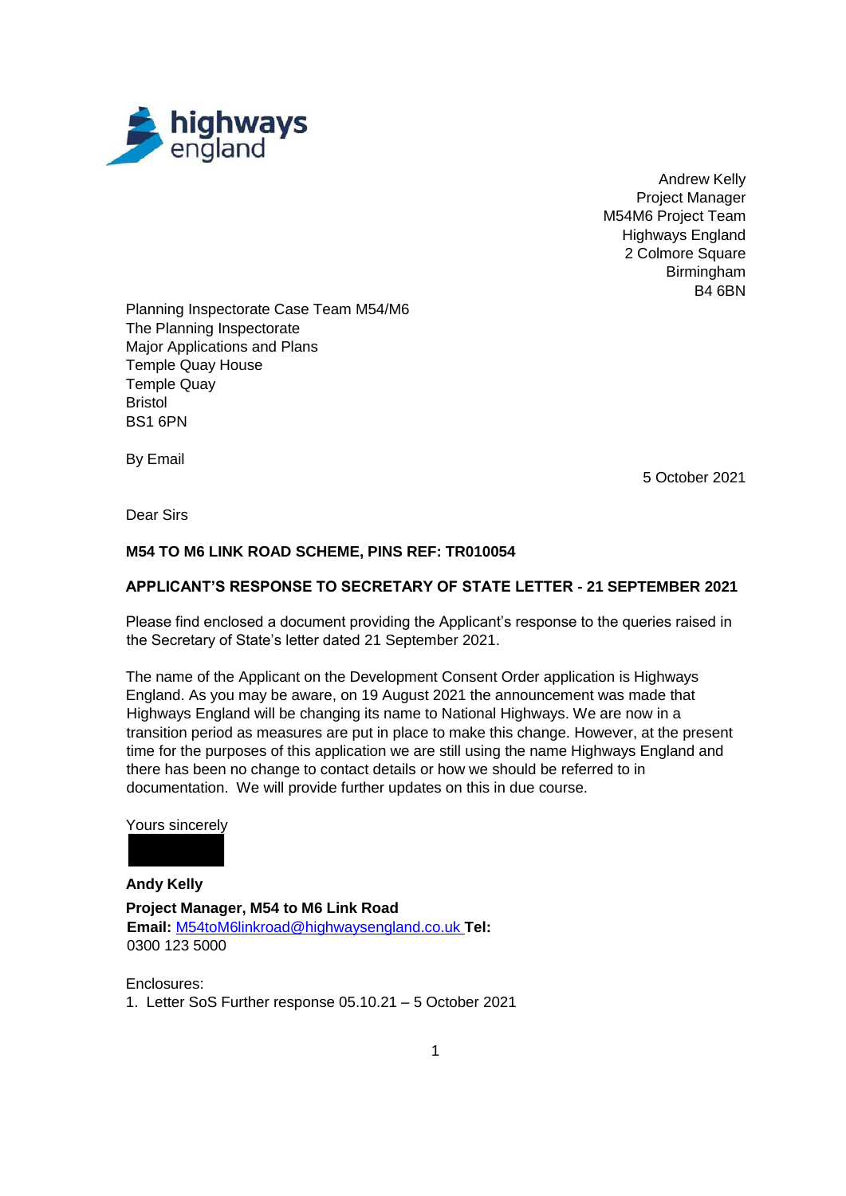Andrew Kelly
Project Manager
M54M6 Project Team
Highways England
2 Colmore Square
Birmingham
B4 6BN

Planning Inspectorate Case Team M54/M6
The Planning Inspectorate
Major Applications and Plans
Temple Quay House
Temple Quay
Bristol
BS1 6PN

By Email

5 October 2021

Dear Sirs

**M54 TO M6 LINK ROAD SCHEME, PINS REF: TR010054**

**APPLICANT'S RESPONSE TO SECRETARY OF STATE LETTER - 21 SEPTEMBER 2021**

Please find enclosed a document providing the Applicant's response to the queries raised in the Secretary of State's letter dated 21 September 2021.

The name of the Applicant on the Development Consent Order application is Highways England. As you may be aware, on 19 August 2021 the announcement was made that Highways England will be changing its name to National Highways. We are now in a transition period as measures are put in place to make this change. However, at the present time for the purposes of this application we are still using the name Highways England and there has been no change to contact details or how we should be referred to in documentation. We will provide further updates on this in due course.

Yours sincerely

**Andy Kelly**

**Project Manager, M54 to M6 Link Road**
**Email:** M54toM6linkroad@highwaysengland.co.uk **Tel:** 0300 123 5000

Enclosures:
1. Letter SoS Further response 05.10.21 – 5 October 2021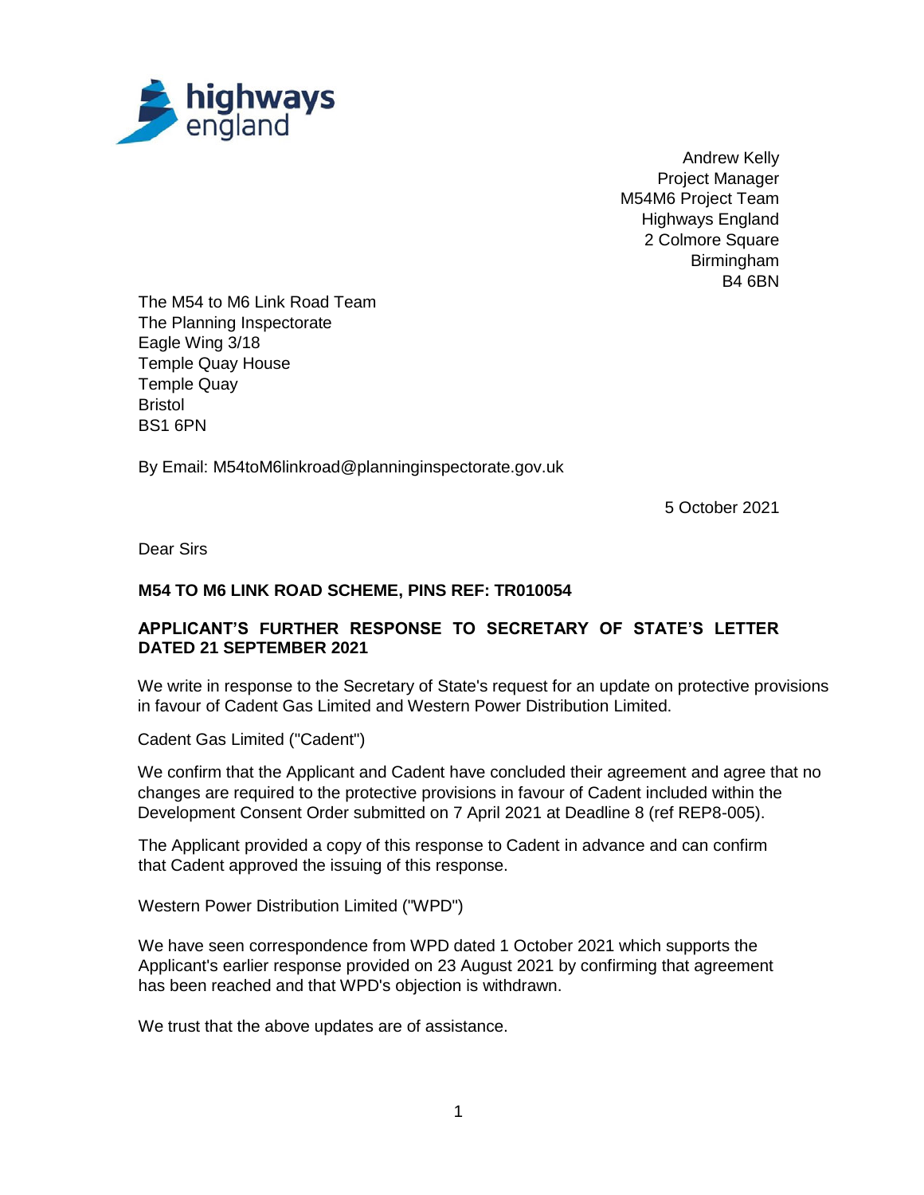Andrew Kelly
Project Manager
M54M6 Project Team
Highways England
2 Colmore Square
Birmingham
B4 6BN

The M54 to M6 Link Road Team
The Planning Inspectorate
Eagle Wing 3/18
Temple Quay House
Temple Quay
Bristol
BS1 6PN

By Email: M54toM6linkroad@planninginspectorate.gov.uk

5 October 2021

Dear Sirs

**M54 TO M6 LINK ROAD SCHEME, PINS REF: TR010054**

**APPLICANT'S FURTHER RESPONSE TO SECRETARY OF STATE'S LETTER DATED 21 SEPTEMBER 2021**

We write in response to the Secretary of State's request for an update on protective provisions in favour of Cadent Gas Limited and Western Power Distribution Limited.

Cadent Gas Limited ("Cadent")

We confirm that the Applicant and Cadent have concluded their agreement and agree that no changes are required to the protective provisions in favour of Cadent included within the Development Consent Order submitted on 7 April 2021 at Deadline 8 (ref REP8-005).

The Applicant provided a copy of this response to Cadent in advance and can confirm that Cadent approved the issuing of this response.

Western Power Distribution Limited ("WPD")

We have seen correspondence from WPD dated 1 October 2021 which supports the Applicant's earlier response provided on 23 August 2021 by confirming that agreement has been reached and that WPD's objection is withdrawn.

We trust that the above updates are of assistance.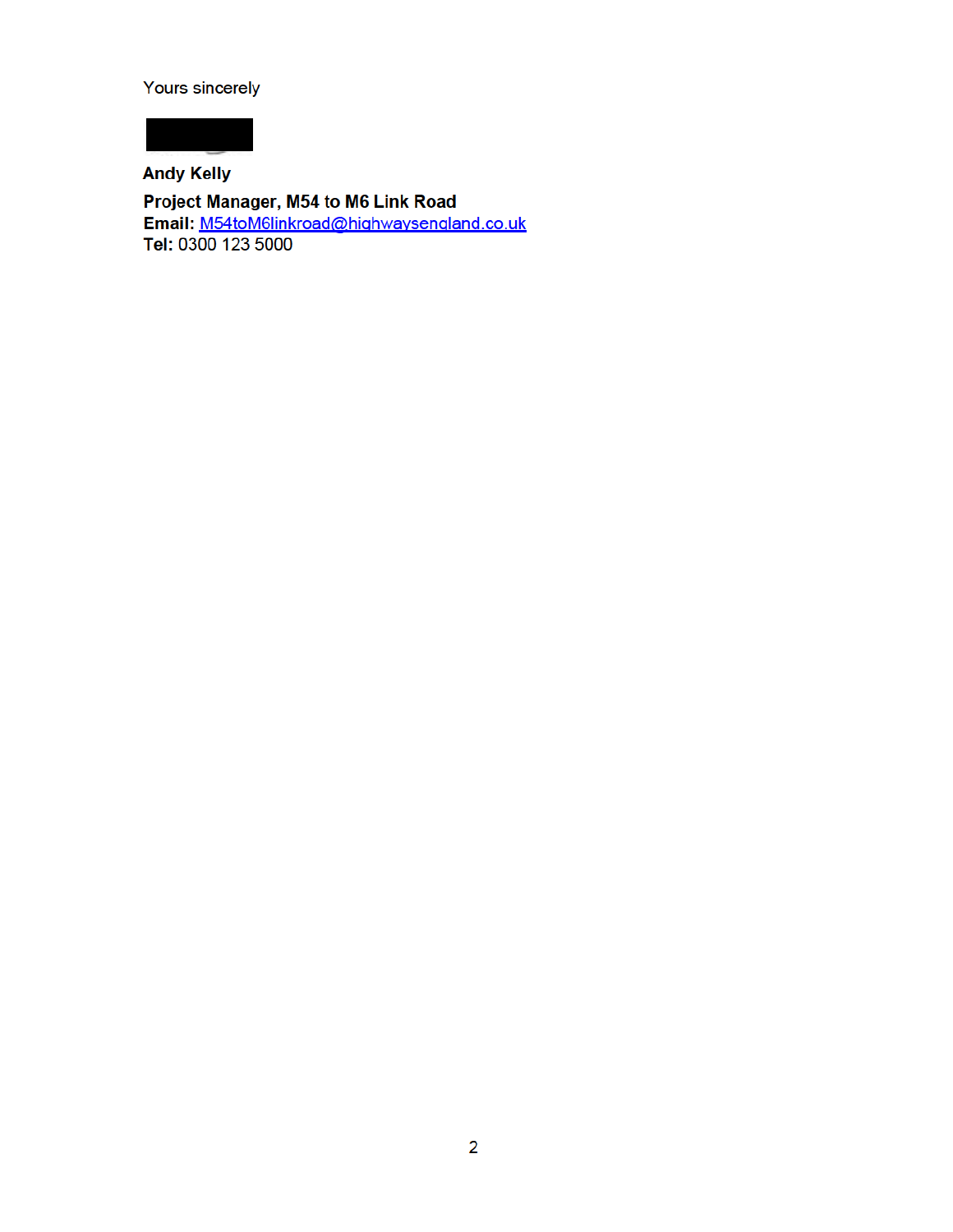Yours sincerely

**Andy Kelly**

**Project Manager, M54 to M6 Link Road**
**Email:** M54toM6linkroad@highwaysengland.co.uk
**Tel:** 0300 123 5000